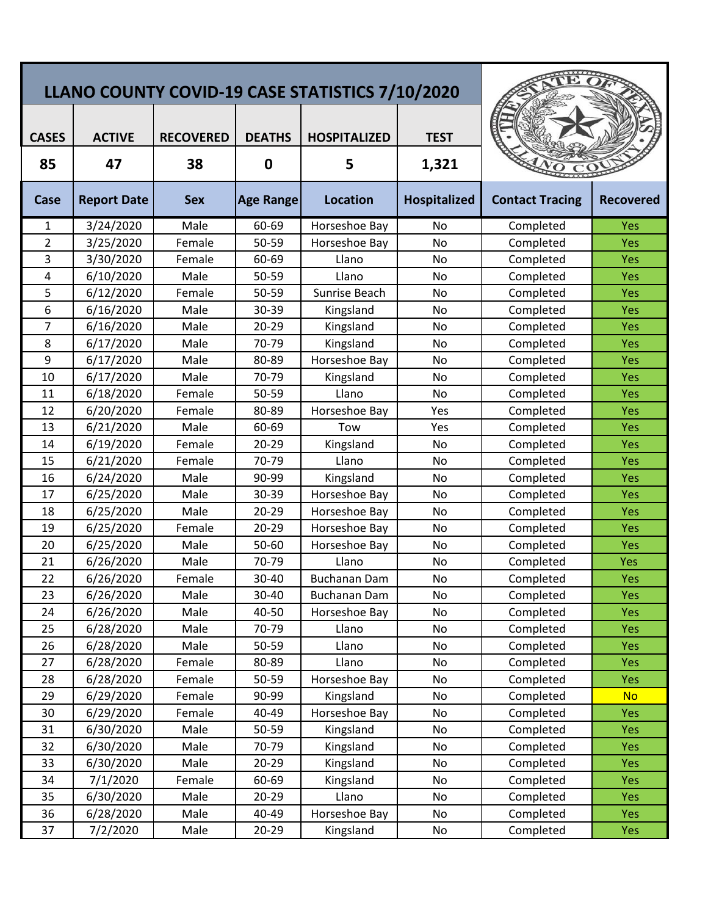# LLANO COUNTY COVID-19 CASE STATISTICS 7/10/2020

| CASES | ACTIVE | RECOVERED | DEATHS | HOSPITALIZED | TEST |
|---|---|---|---|---|---|
| 85 | 47 | 38 | 0 | 5 | 1,321 |

| Case | Report Date | Sex | Age Range | Location | Hospitalized | Contact Tracing | Recovered |
|---|---|---|---|---|---|---|---|
| 1 | 3/24/2020 | Male | 60-69 | Horseshoe Bay | No | Completed | Yes |
| 2 | 3/25/2020 | Female | 50-59 | Horseshoe Bay | No | Completed | Yes |
| 3 | 3/30/2020 | Female | 60-69 | Llano | No | Completed | Yes |
| 4 | 6/10/2020 | Male | 50-59 | Llano | No | Completed | Yes |
| 5 | 6/12/2020 | Female | 50-59 | Sunrise Beach | No | Completed | Yes |
| 6 | 6/16/2020 | Male | 30-39 | Kingsland | No | Completed | Yes |
| 7 | 6/16/2020 | Male | 20-29 | Kingsland | No | Completed | Yes |
| 8 | 6/17/2020 | Male | 70-79 | Kingsland | No | Completed | Yes |
| 9 | 6/17/2020 | Male | 80-89 | Horseshoe Bay | No | Completed | Yes |
| 10 | 6/17/2020 | Male | 70-79 | Kingsland | No | Completed | Yes |
| 11 | 6/18/2020 | Female | 50-59 | Llano | No | Completed | Yes |
| 12 | 6/20/2020 | Female | 80-89 | Horseshoe Bay | Yes | Completed | Yes |
| 13 | 6/21/2020 | Male | 60-69 | Tow | Yes | Completed | Yes |
| 14 | 6/19/2020 | Female | 20-29 | Kingsland | No | Completed | Yes |
| 15 | 6/21/2020 | Female | 70-79 | Llano | No | Completed | Yes |
| 16 | 6/24/2020 | Male | 90-99 | Kingsland | No | Completed | Yes |
| 17 | 6/25/2020 | Male | 30-39 | Horseshoe Bay | No | Completed | Yes |
| 18 | 6/25/2020 | Male | 20-29 | Horseshoe Bay | No | Completed | Yes |
| 19 | 6/25/2020 | Female | 20-29 | Horseshoe Bay | No | Completed | Yes |
| 20 | 6/25/2020 | Male | 50-60 | Horseshoe Bay | No | Completed | Yes |
| 21 | 6/26/2020 | Male | 70-79 | Llano | No | Completed | Yes |
| 22 | 6/26/2020 | Female | 30-40 | Buchanan Dam | No | Completed | Yes |
| 23 | 6/26/2020 | Male | 30-40 | Buchanan Dam | No | Completed | Yes |
| 24 | 6/26/2020 | Male | 40-50 | Horseshoe Bay | No | Completed | Yes |
| 25 | 6/28/2020 | Male | 70-79 | Llano | No | Completed | Yes |
| 26 | 6/28/2020 | Male | 50-59 | Llano | No | Completed | Yes |
| 27 | 6/28/2020 | Female | 80-89 | Llano | No | Completed | Yes |
| 28 | 6/28/2020 | Female | 50-59 | Horseshoe Bay | No | Completed | Yes |
| 29 | 6/29/2020 | Female | 90-99 | Kingsland | No | Completed | No |
| 30 | 6/29/2020 | Female | 40-49 | Horseshoe Bay | No | Completed | Yes |
| 31 | 6/30/2020 | Male | 50-59 | Kingsland | No | Completed | Yes |
| 32 | 6/30/2020 | Male | 70-79 | Kingsland | No | Completed | Yes |
| 33 | 6/30/2020 | Male | 20-29 | Kingsland | No | Completed | Yes |
| 34 | 7/1/2020 | Female | 60-69 | Kingsland | No | Completed | Yes |
| 35 | 6/30/2020 | Male | 20-29 | Llano | No | Completed | Yes |
| 36 | 6/28/2020 | Male | 40-49 | Horseshoe Bay | No | Completed | Yes |
| 37 | 7/2/2020 | Male | 20-29 | Kingsland | No | Completed | Yes |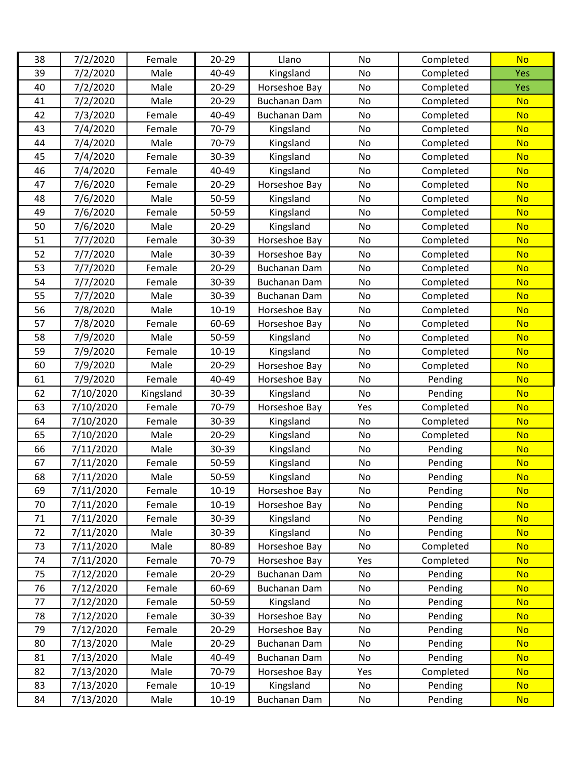| | | | | | | | |
|---|---|---|---|---|---|---|---|
| 38 | 7/2/2020 | Female | 20-29 | Llano | No | Completed | No |
| 39 | 7/2/2020 | Male | 40-49 | Kingsland | No | Completed | Yes |
| 40 | 7/2/2020 | Male | 20-29 | Horseshoe Bay | No | Completed | Yes |
| 41 | 7/2/2020 | Male | 20-29 | Buchanan Dam | No | Completed | No |
| 42 | 7/3/2020 | Female | 40-49 | Buchanan Dam | No | Completed | No |
| 43 | 7/4/2020 | Female | 70-79 | Kingsland | No | Completed | No |
| 44 | 7/4/2020 | Male | 70-79 | Kingsland | No | Completed | No |
| 45 | 7/4/2020 | Female | 30-39 | Kingsland | No | Completed | No |
| 46 | 7/4/2020 | Female | 40-49 | Kingsland | No | Completed | No |
| 47 | 7/6/2020 | Female | 20-29 | Horseshoe Bay | No | Completed | No |
| 48 | 7/6/2020 | Male | 50-59 | Kingsland | No | Completed | No |
| 49 | 7/6/2020 | Female | 50-59 | Kingsland | No | Completed | No |
| 50 | 7/6/2020 | Male | 20-29 | Kingsland | No | Completed | No |
| 51 | 7/7/2020 | Female | 30-39 | Horseshoe Bay | No | Completed | No |
| 52 | 7/7/2020 | Male | 30-39 | Horseshoe Bay | No | Completed | No |
| 53 | 7/7/2020 | Female | 20-29 | Buchanan Dam | No | Completed | No |
| 54 | 7/7/2020 | Female | 30-39 | Buchanan Dam | No | Completed | No |
| 55 | 7/7/2020 | Male | 30-39 | Buchanan Dam | No | Completed | No |
| 56 | 7/8/2020 | Male | 10-19 | Horseshoe Bay | No | Completed | No |
| 57 | 7/8/2020 | Female | 60-69 | Horseshoe Bay | No | Completed | No |
| 58 | 7/9/2020 | Male | 50-59 | Kingsland | No | Completed | No |
| 59 | 7/9/2020 | Female | 10-19 | Kingsland | No | Completed | No |
| 60 | 7/9/2020 | Male | 20-29 | Horseshoe Bay | No | Completed | No |
| 61 | 7/9/2020 | Female | 40-49 | Horseshoe Bay | No | Pending | No |
| 62 | 7/10/2020 | Kingsland | 30-39 | Kingsland | No | Pending | No |
| 63 | 7/10/2020 | Female | 70-79 | Horseshoe Bay | Yes | Completed | No |
| 64 | 7/10/2020 | Female | 30-39 | Kingsland | No | Completed | No |
| 65 | 7/10/2020 | Male | 20-29 | Kingsland | No | Completed | No |
| 66 | 7/11/2020 | Male | 30-39 | Kingsland | No | Pending | No |
| 67 | 7/11/2020 | Female | 50-59 | Kingsland | No | Pending | No |
| 68 | 7/11/2020 | Male | 50-59 | Kingsland | No | Pending | No |
| 69 | 7/11/2020 | Female | 10-19 | Horseshoe Bay | No | Pending | No |
| 70 | 7/11/2020 | Female | 10-19 | Horseshoe Bay | No | Pending | No |
| 71 | 7/11/2020 | Female | 30-39 | Kingsland | No | Pending | No |
| 72 | 7/11/2020 | Male | 30-39 | Kingsland | No | Pending | No |
| 73 | 7/11/2020 | Male | 80-89 | Horseshoe Bay | No | Completed | No |
| 74 | 7/11/2020 | Female | 70-79 | Horseshoe Bay | Yes | Completed | No |
| 75 | 7/12/2020 | Female | 20-29 | Buchanan Dam | No | Pending | No |
| 76 | 7/12/2020 | Female | 60-69 | Buchanan Dam | No | Pending | No |
| 77 | 7/12/2020 | Female | 50-59 | Kingsland | No | Pending | No |
| 78 | 7/12/2020 | Female | 30-39 | Horseshoe Bay | No | Pending | No |
| 79 | 7/12/2020 | Female | 20-29 | Horseshoe Bay | No | Pending | No |
| 80 | 7/13/2020 | Male | 20-29 | Buchanan Dam | No | Pending | No |
| 81 | 7/13/2020 | Male | 40-49 | Buchanan Dam | No | Pending | No |
| 82 | 7/13/2020 | Male | 70-79 | Horseshoe Bay | Yes | Completed | No |
| 83 | 7/13/2020 | Female | 10-19 | Kingsland | No | Pending | No |
| 84 | 7/13/2020 | Male | 10-19 | Buchanan Dam | No | Pending | No |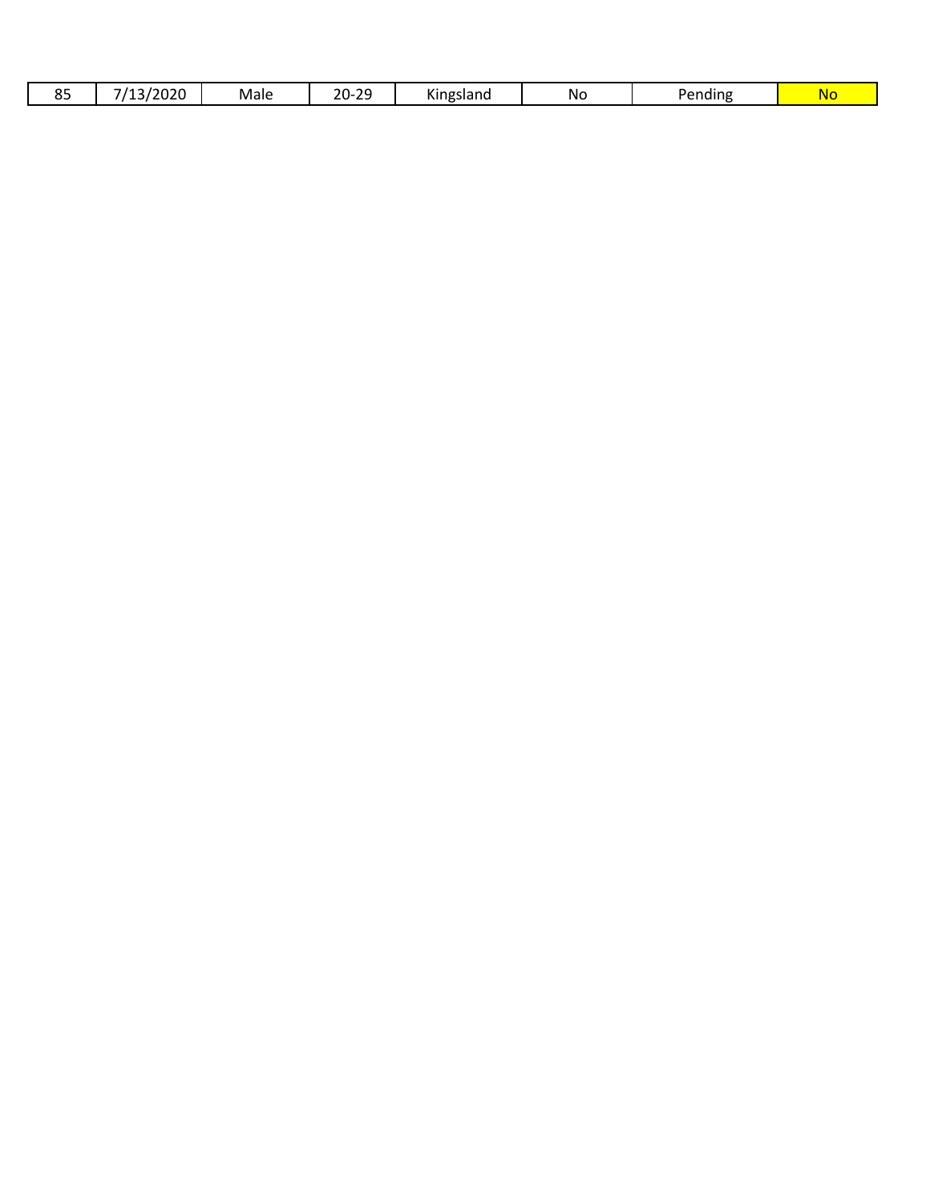| | | | | | | | |
|---|---|---|---|---|---|---|---|
| 85 | 7/13/2020 | Male | 20-29 | Kingsland | No | Pending | No |